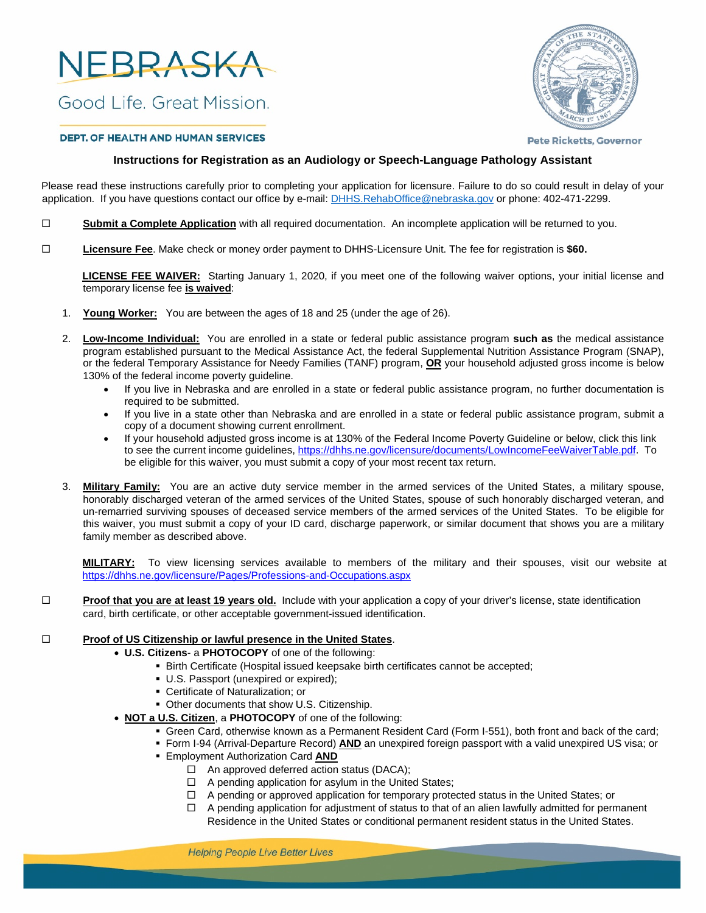NEBRASKA

Good Life. Great Mission.

DEPT. OF HEALTH AND HUMAN SERVICES

Pete Ricketts, Governor

## Instructions for Registration as an Audiology or Speech-Language Pathology Assistant

Please read these instructions carefully prior to completing your application for licensure. Failure to do so could result in delay of your application. If you have questions contact our office by e-mail: DHHS.RehabOffice@nebraska.gov or phone: 402-471-2299.

☐ **Submit a Complete Application** with all required documentation. An incomplete application will be returned to you.

☐ **Licensure Fee**. Make check or money order payment to DHHS-Licensure Unit. The fee for registration is **$60.**

**LICENSE FEE WAIVER:** Starting January 1, 2020, if you meet one of the following waiver options, your initial license and temporary license fee **is waived**:

1. **Young Worker:** You are between the ages of 18 and 25 (under the age of 26).

2. **Low-Income Individual:** You are enrolled in a state or federal public assistance program **such as** the medical assistance program established pursuant to the Medical Assistance Act, the federal Supplemental Nutrition Assistance Program (SNAP), or the federal Temporary Assistance for Needy Families (TANF) program, **OR** your household adjusted gross income is below 130% of the federal income poverty guideline.
   - If you live in Nebraska and are enrolled in a state or federal public assistance program, no further documentation is required to be submitted.
   - If you live in a state other than Nebraska and are enrolled in a state or federal public assistance program, submit a copy of a document showing current enrollment.
   - If your household adjusted gross income is at 130% of the Federal Income Poverty Guideline or below, click this link to see the current income guidelines, https://dhhs.ne.gov/licensure/documents/LowIncomeFeeWaiverTable.pdf. To be eligible for this waiver, you must submit a copy of your most recent tax return.

3. **Military Family:** You are an active duty service member in the armed services of the United States, a military spouse, honorably discharged veteran of the armed services of the United States, spouse of such honorably discharged veteran, and un-remarried surviving spouses of deceased service members of the armed services of the United States. To be eligible for this waiver, you must submit a copy of your ID card, discharge paperwork, or similar document that shows you are a military family member as described above.

**MILITARY:** To view licensing services available to members of the military and their spouses, visit our website at https://dhhs.ne.gov/licensure/Pages/Professions-and-Occupations.aspx

☐ **Proof that you are at least 19 years old.** Include with your application a copy of your driver's license, state identification card, birth certificate, or other acceptable government-issued identification.

☐ **Proof of US Citizenship or lawful presence in the United States**.
- **U.S. Citizens**- a **PHOTOCOPY** of one of the following:
  - Birth Certificate (Hospital issued keepsake birth certificates cannot be accepted;
  - U.S. Passport (unexpired or expired);
  - Certificate of Naturalization; or
  - Other documents that show U.S. Citizenship.
- **NOT a U.S. Citizen**, a **PHOTOCOPY** of one of the following:
  - Green Card, otherwise known as a Permanent Resident Card (Form I-551), both front and back of the card;
  - Form I-94 (Arrival-Departure Record) **AND** an unexpired foreign passport with a valid unexpired US visa; or
  - Employment Authorization Card **AND**
    - ☐ An approved deferred action status (DACA);
    - ☐ A pending application for asylum in the United States;
    - ☐ A pending or approved application for temporary protected status in the United States; or
    - ☐ A pending application for adjustment of status to that of an alien lawfully admitted for permanent Residence in the United States or conditional permanent resident status in the United States.

*Helping People Live Better Lives*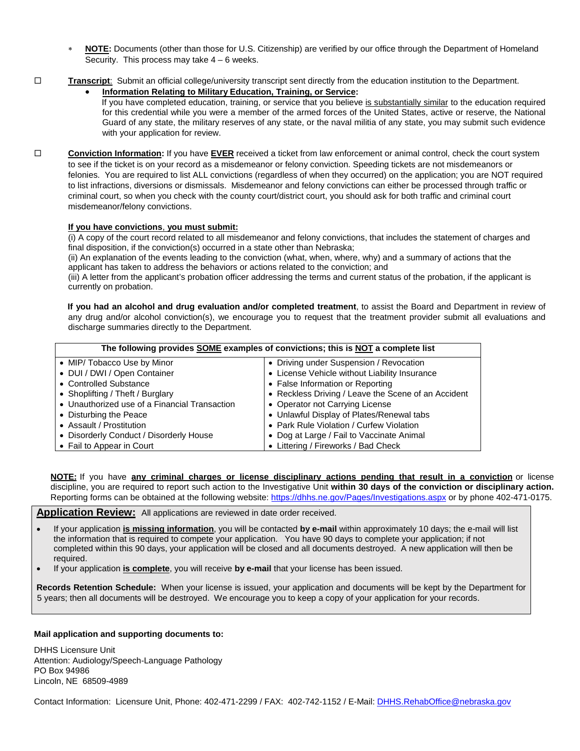* **NOTE:** Documents (other than those for U.S. Citizenship) are verified by our office through the Department of Homeland Security. This process may take 4 – 6 weeks.

☐ **Transcript**: Submit an official college/university transcript sent directly from the education institution to the Department.

- **Information Relating to Military Education, Training, or Service:**
  If you have completed education, training, or service that you believe is substantially similar to the education required for this credential while you were a member of the armed forces of the United States, active or reserve, the National Guard of any state, the military reserves of any state, or the naval militia of any state, you may submit such evidence with your application for review.

☐ **Conviction Information:** If you have **EVER** received a ticket from law enforcement or animal control, check the court system to see if the ticket is on your record as a misdemeanor or felony conviction. Speeding tickets are not misdemeanors or felonies. You are required to list ALL convictions (regardless of when they occurred) on the application; you are NOT required to list infractions, diversions or dismissals. Misdemeanor and felony convictions can either be processed through traffic or criminal court, so when you check with the county court/district court, you should ask for both traffic and criminal court misdemeanor/felony convictions.

**If you have convictions, you must submit:**

(i) A copy of the court record related to all misdemeanor and felony convictions, that includes the statement of charges and final disposition, if the conviction(s) occurred in a state other than Nebraska;
(ii) An explanation of the events leading to the conviction (what, when, where, why) and a summary of actions that the applicant has taken to address the behaviors or actions related to the conviction; and
(iii) A letter from the applicant's probation officer addressing the terms and current status of the probation, if the applicant is currently on probation.

**If you had an alcohol and drug evaluation and/or completed treatment**, to assist the Board and Department in review of any drug and/or alcohol conviction(s), we encourage you to request that the treatment provider submit all evaluations and discharge summaries directly to the Department.

| The following provides SOME examples of convictions; this is NOT a complete list | |
|---|---|
| • MIP/ Tobacco Use by Minor | • Driving under Suspension / Revocation |
| • DUI / DWI / Open Container | • License Vehicle without Liability Insurance |
| • Controlled Substance | • False Information or Reporting |
| • Shoplifting / Theft / Burglary | • Reckless Driving / Leave the Scene of an Accident |
| • Unauthorized use of a Financial Transaction | • Operator not Carrying License |
| • Disturbing the Peace | • Unlawful Display of Plates/Renewal tabs |
| • Assault / Prostitution | • Park Rule Violation / Curfew Violation |
| • Disorderly Conduct / Disorderly House | • Dog at Large / Fail to Vaccinate Animal |
| • Fail to Appear in Court | • Littering / Fireworks / Bad Check |

**NOTE:** If you have **any criminal charges or license disciplinary actions pending that result in a conviction** or license discipline, you are required to report such action to the Investigative Unit **within 30 days of the conviction or disciplinary action.** Reporting forms can be obtained at the following website: https://dhhs.ne.gov/Pages/Investigations.aspx or by phone 402-471-0175.

## Application Review:

All applications are reviewed in date order received.

- If your application **is missing information**, you will be contacted **by e-mail** within approximately 10 days; the e-mail will list the information that is required to compete your application. You have 90 days to complete your application; if not completed within this 90 days, your application will be closed and all documents destroyed. A new application will then be required.
- If your application **is complete**, you will receive **by e-mail** that your license has been issued.

**Records Retention Schedule:** When your license is issued, your application and documents will be kept by the Department for 5 years; then all documents will be destroyed. We encourage you to keep a copy of your application for your records.

**Mail application and supporting documents to:**

DHHS Licensure Unit
Attention: Audiology/Speech-Language Pathology
PO Box 94986
Lincoln, NE 68509-4989

Contact Information: Licensure Unit, Phone: 402-471-2299 / FAX: 402-742-1152 / E-Mail: DHHS.RehabOffice@nebraska.gov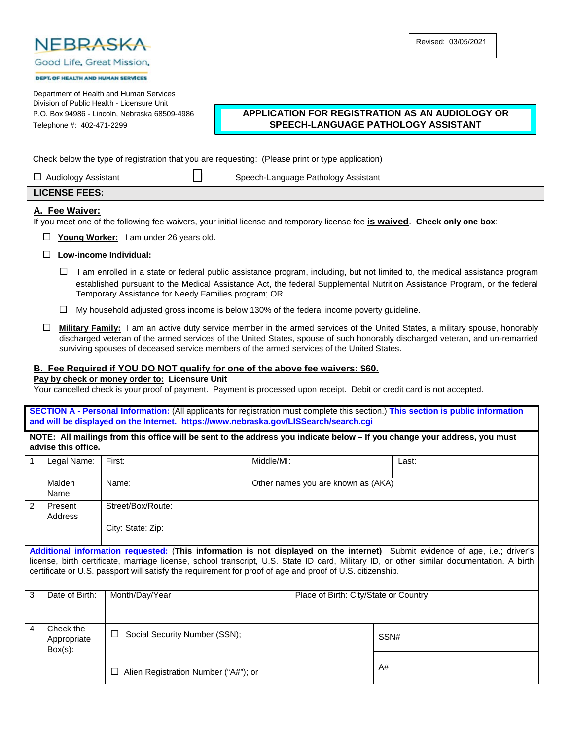NEBRASKA

Good Life. Great Mission.

DEPT. OF HEALTH AND HUMAN SERVICES

Revised: 03/05/2021

Department of Health and Human Services
Division of Public Health - Licensure Unit
P.O. Box 94986 - Lincoln, Nebraska 68509-4986
Telephone #: 402-471-2299

## APPLICATION FOR REGISTRATION AS AN AUDIOLOGY OR SPEECH-LANGUAGE PATHOLOGY ASSISTANT

Check below the type of registration that you are requesting: (Please print or type application)

☐ Audiology Assistant ☐ Speech-Language Pathology Assistant

## LICENSE FEES:

### A. Fee Waiver:

If you meet one of the following fee waivers, your initial license and temporary license fee **is waived**. **Check only one box**:

- ☐ **Young Worker:** I am under 26 years old.
- ☐ **Low-income Individual:**
  - ☐ I am enrolled in a state or federal public assistance program, including, but not limited to, the medical assistance program established pursuant to the Medical Assistance Act, the federal Supplemental Nutrition Assistance Program, or the federal Temporary Assistance for Needy Families program; OR
  - ☐ My household adjusted gross income is below 130% of the federal income poverty guideline.
- ☐ **Military Family:** I am an active duty service member in the armed services of the United States, a military spouse, honorably discharged veteran of the armed services of the United States, spouse of such honorably discharged veteran, and un-remarried surviving spouses of deceased service members of the armed services of the United States.

### B. Fee Required if YOU DO NOT qualify for one of the above fee waivers: $60.

**Pay by check or money order to: Licensure Unit**

Your cancelled check is your proof of payment. Payment is processed upon receipt. Debit or credit card is not accepted.

**SECTION A - Personal Information:** (All applicants for registration must complete this section.) **This section is public information and will be displayed on the Internet. https://www.nebraska.gov/LISSearch/search.cgi**

**NOTE: All mailings from this office will be sent to the address you indicate below – If you change your address, you must advise this office.**

| | | | | |
|---|---|---|---|---|
| 1 | Legal Name: | First: | Middle/MI: | Last: |
| | Maiden Name | Name: | Other names you are known as (AKA) | |
| 2 | Present Address | Street/Box/Route: | | |
| | | City: State: Zip: | | |

**Additional information requested:** (**This information is not displayed on the internet**) Submit evidence of age, i.e.; driver's license, birth certificate, marriage license, school transcript, U.S. State ID card, Military ID, or other similar documentation. A birth certificate or U.S. passport will satisfy the requirement for proof of age and proof of U.S. citizenship.

| | | | |
|---|---|---|---|
| 3 | Date of Birth: | Month/Day/Year | Place of Birth: City/State or Country |
| 4 | Check the Appropriate Box(s): | ☐ Social Security Number (SSN); | SSN# |
| | | ☐ Alien Registration Number ("A#"); or | A# |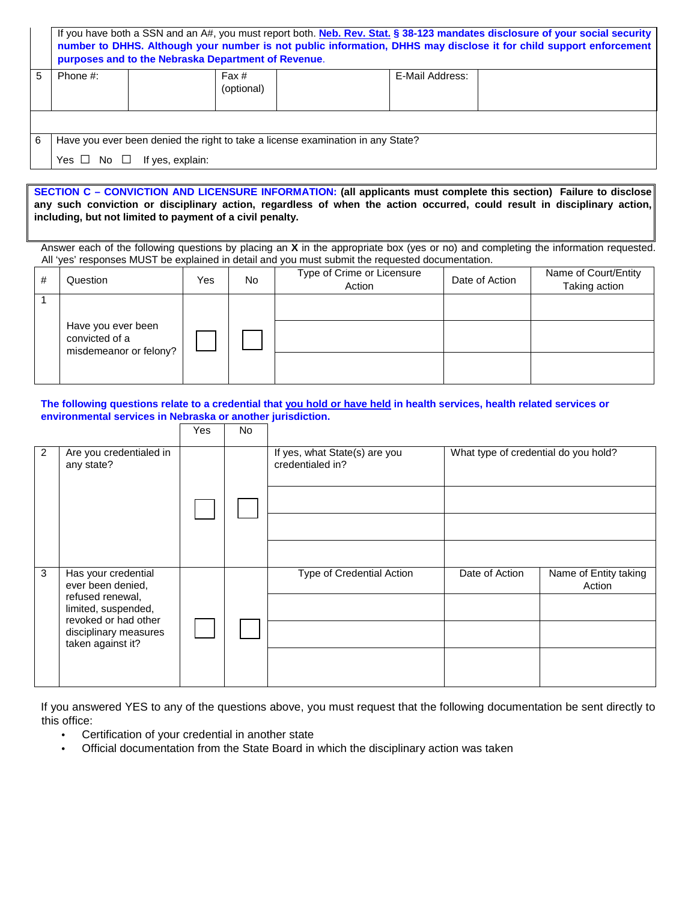| | |
|---|---|
| | If you have both a SSN and an A#, you must report both. **Neb. Rev. Stat. § 38-123 mandates disclosure of your social security number to DHHS. Although your number is not public information, DHHS may disclose it for child support enforcement purposes and to the Nebraska Department of Revenue**. |

| | | | | | | |
|---|---|---|---|---|---|---|
| 5 | Phone #: | | Fax # (optional) | | E-Mail Address: | |
| | | | | | | |
| 6 | Have you ever been denied the right to take a license examination in any State?<br>Yes ☐ No ☐ If yes, explain: | | | | | |

**SECTION C – CONVICTION AND LICENSURE INFORMATION: (all applicants must complete this section) Failure to disclose any such conviction or disciplinary action, regardless of when the action occurred, could result in disciplinary action, including, but not limited to payment of a civil penalty.**

Answer each of the following questions by placing an **X** in the appropriate box (yes or no) and completing the information requested. All 'yes' responses MUST be explained in detail and you must submit the requested documentation.

| # | Question | Yes | No | Type of Crime or Licensure Action | Date of Action | Name of Court/Entity Taking action |
|---|---|---|---|---|---|---|
| 1 | Have you ever been convicted of a misdemeanor or felony? | ☐ | ☐ | | | |
| | | | | | | |
| | | | | | | |

**The following questions relate to a credential that you hold or have held in health services, health related services or environmental services in Nebraska or another jurisdiction.**

| # | Question | Yes | No | | | |
|---|---|---|---|---|---|---|
| 2 | Are you credentialed in any state? | ☐ | ☐ | If yes, what State(s) are you credentialed in? | What type of credential do you hold? | |
| | | | | | | |
| | | | | | | |
| | | | | | | |
| 3 | Has your credential ever been denied, refused renewal, limited, suspended, revoked or had other disciplinary measures taken against it? | ☐ | ☐ | Type of Credential Action | Date of Action | Name of Entity taking Action |
| | | | | | | |
| | | | | | | |
| | | | | | | |

If you answered YES to any of the questions above, you must request that the following documentation be sent directly to this office:

- Certification of your credential in another state
- Official documentation from the State Board in which the disciplinary action was taken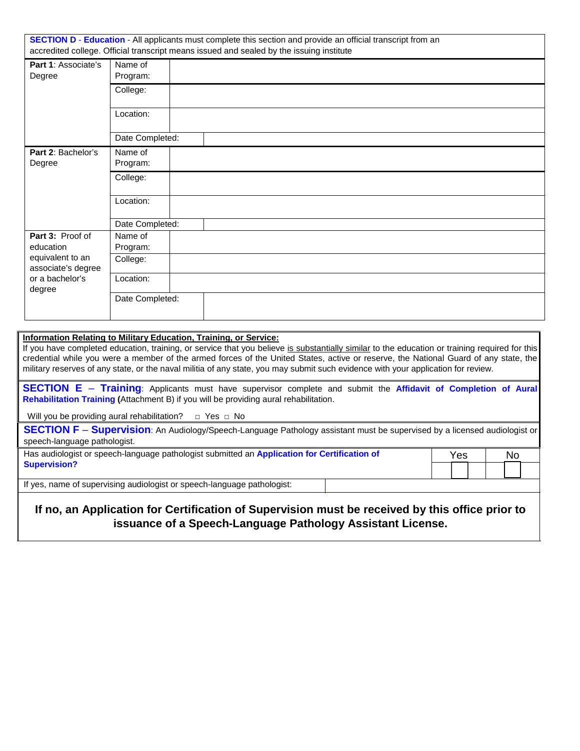**SECTION D - Education** - All applicants must complete this section and provide an official transcript from an accredited college. Official transcript means issued and sealed by the issuing institute

| | | |
|---|---|---|
| **Part 1**: Associate's Degree | Name of Program: | |
| | College: | |
| | Location: | |
| | Date Completed: | |
| **Part 2**: Bachelor's Degree | Name of Program: | |
| | College: | |
| | Location: | |
| | Date Completed: | |
| **Part 3:** Proof of education equivalent to an associate's degree or a bachelor's degree | Name of Program: | |
| | College: | |
| | Location: | |
| | Date Completed: | |

**Information Relating to Military Education, Training, or Service:**

If you have completed education, training, or service that you believe is substantially similar to the education or training required for this credential while you were a member of the armed forces of the United States, active or reserve, the National Guard of any state, the military reserves of any state, or the naval militia of any state, you may submit such evidence with your application for review.

**SECTION E – Training**: Applicants must have supervisor complete and submit the **Affidavit of Completion of Aural Rehabilitation Training (**Attachment B) if you will be providing aural rehabilitation.

Will you be providing aural rehabilitation? □ Yes □ No

**SECTION F – Supervision**: An Audiology/Speech-Language Pathology assistant must be supervised by a licensed audiologist or speech-language pathologist.

| | Yes | No |
|---|---|---|
| Has audiologist or speech-language pathologist submitted an **Application for Certification of Supervision?** | ☐ | ☐ |
| If yes, name of supervising audiologist or speech-language pathologist: | | |

**If no, an Application for Certification of Supervision must be received by this office prior to issuance of a Speech-Language Pathology Assistant License.**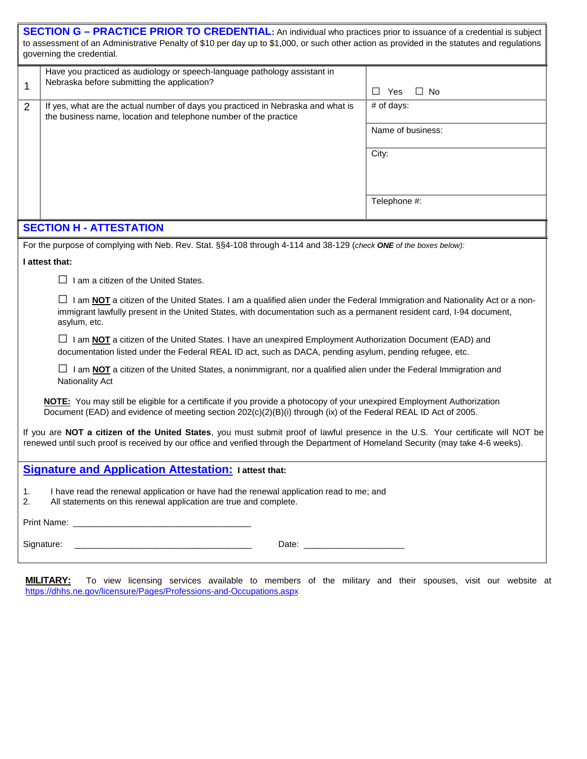**SECTION G – PRACTICE PRIOR TO CREDENTIAL:** An individual who practices prior to issuance of a credential is subject to assessment of an Administrative Penalty of $10 per day up to $1,000, or such other action as provided in the statutes and regulations governing the credential.

| | | |
|---|---|---|
| 1 | Have you practiced as audiology or speech-language pathology assistant in Nebraska before submitting the application? | ☐ Yes ☐ No |
| 2 | If yes, what are the actual number of days you practiced in Nebraska and what is the business name, location and telephone number of the practice | # of days: |
| | | Name of business: |
| | | City: |
| | | Telephone #: |

## SECTION H - ATTESTATION

For the purpose of complying with Neb. Rev. Stat. §§4-108 through 4-114 and 38-129 (*check **ONE** of the boxes below):*

**I attest that:**

☐ I am a citizen of the United States.

☐ I am **NOT** a citizen of the United States. I am a qualified alien under the Federal Immigration and Nationality Act or a non-immigrant lawfully present in the United States, with documentation such as a permanent resident card, I-94 document, asylum, etc.

☐ I am **NOT** a citizen of the United States. I have an unexpired Employment Authorization Document (EAD) and documentation listed under the Federal REAL ID act, such as DACA, pending asylum, pending refugee, etc.

☐ I am **NOT** a citizen of the United States, a nonimmigrant, nor a qualified alien under the Federal Immigration and Nationality Act

**NOTE:** You may still be eligible for a certificate if you provide a photocopy of your unexpired Employment Authorization Document (EAD) and evidence of meeting section 202(c)(2)(B)(i) through (ix) of the Federal REAL ID Act of 2005.

If you are **NOT a citizen of the United States**, you must submit proof of lawful presence in the U.S. Your certificate will NOT be renewed until such proof is received by our office and verified through the Department of Homeland Security (may take 4-6 weeks).

**Signature and Application Attestation:** **I attest that:**

1. I have read the renewal application or have had the renewal application read to me; and
2. All statements on this renewal application are true and complete.

Print Name: ____________________________________

Signature: ____________________________________ Date: ____________________

**MILITARY:** To view licensing services available to members of the military and their spouses, visit our website at https://dhhs.ne.gov/licensure/Pages/Professions-and-Occupations.aspx